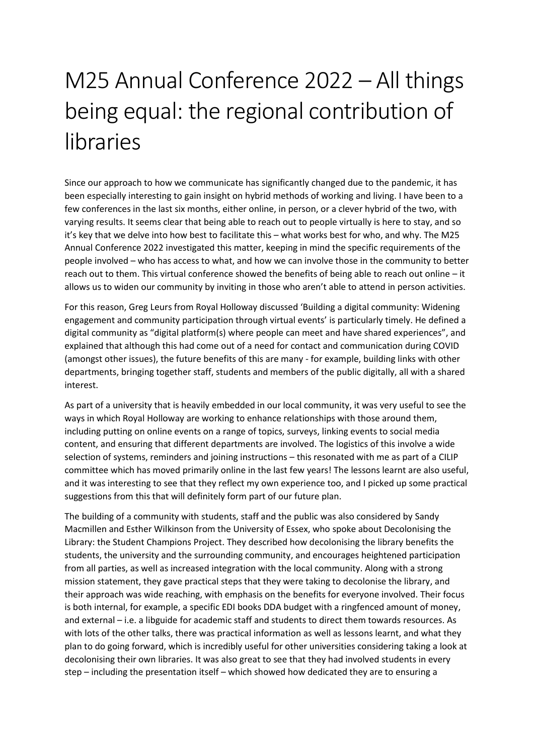# M25 Annual Conference 2022 – All things being equal: the regional contribution of libraries

Since our approach to how we communicate has significantly changed due to the pandemic, it has been especially interesting to gain insight on hybrid methods of working and living. I have been to a few conferences in the last six months, either online, in person, or a clever hybrid of the two, with varying results. It seems clear that being able to reach out to people virtually is here to stay, and so it's key that we delve into how best to facilitate this – what works best for who, and why. The M25 Annual Conference 2022 investigated this matter, keeping in mind the specific requirements of the people involved – who has access to what, and how we can involve those in the community to better reach out to them. This virtual conference showed the benefits of being able to reach out online – it allows us to widen our community by inviting in those who aren't able to attend in person activities.

For this reason, Greg Leurs from Royal Holloway discussed 'Building a digital community: Widening engagement and community participation through virtual events' is particularly timely. He defined a digital community as "digital platform(s) where people can meet and have shared experiences", and explained that although this had come out of a need for contact and communication during COVID (amongst other issues), the future benefits of this are many - for example, building links with other departments, bringing together staff, students and members of the public digitally, all with a shared interest.

As part of a university that is heavily embedded in our local community, it was very useful to see the ways in which Royal Holloway are working to enhance relationships with those around them, including putting on online events on a range of topics, surveys, linking events to social media content, and ensuring that different departments are involved. The logistics of this involve a wide selection of systems, reminders and joining instructions – this resonated with me as part of a CILIP committee which has moved primarily online in the last few years! The lessons learnt are also useful, and it was interesting to see that they reflect my own experience too, and I picked up some practical suggestions from this that will definitely form part of our future plan.

The building of a community with students, staff and the public was also considered by Sandy Macmillen and Esther Wilkinson from the University of Essex, who spoke about Decolonising the Library: the Student Champions Project. They described how decolonising the library benefits the students, the university and the surrounding community, and encourages heightened participation from all parties, as well as increased integration with the local community. Along with a strong mission statement, they gave practical steps that they were taking to decolonise the library, and their approach was wide reaching, with emphasis on the benefits for everyone involved. Their focus is both internal, for example, a specific EDI books DDA budget with a ringfenced amount of money, and external – i.e. a libguide for academic staff and students to direct them towards resources. As with lots of the other talks, there was practical information as well as lessons learnt, and what they plan to do going forward, which is incredibly useful for other universities considering taking a look at decolonising their own libraries. It was also great to see that they had involved students in every step – including the presentation itself – which showed how dedicated they are to ensuring a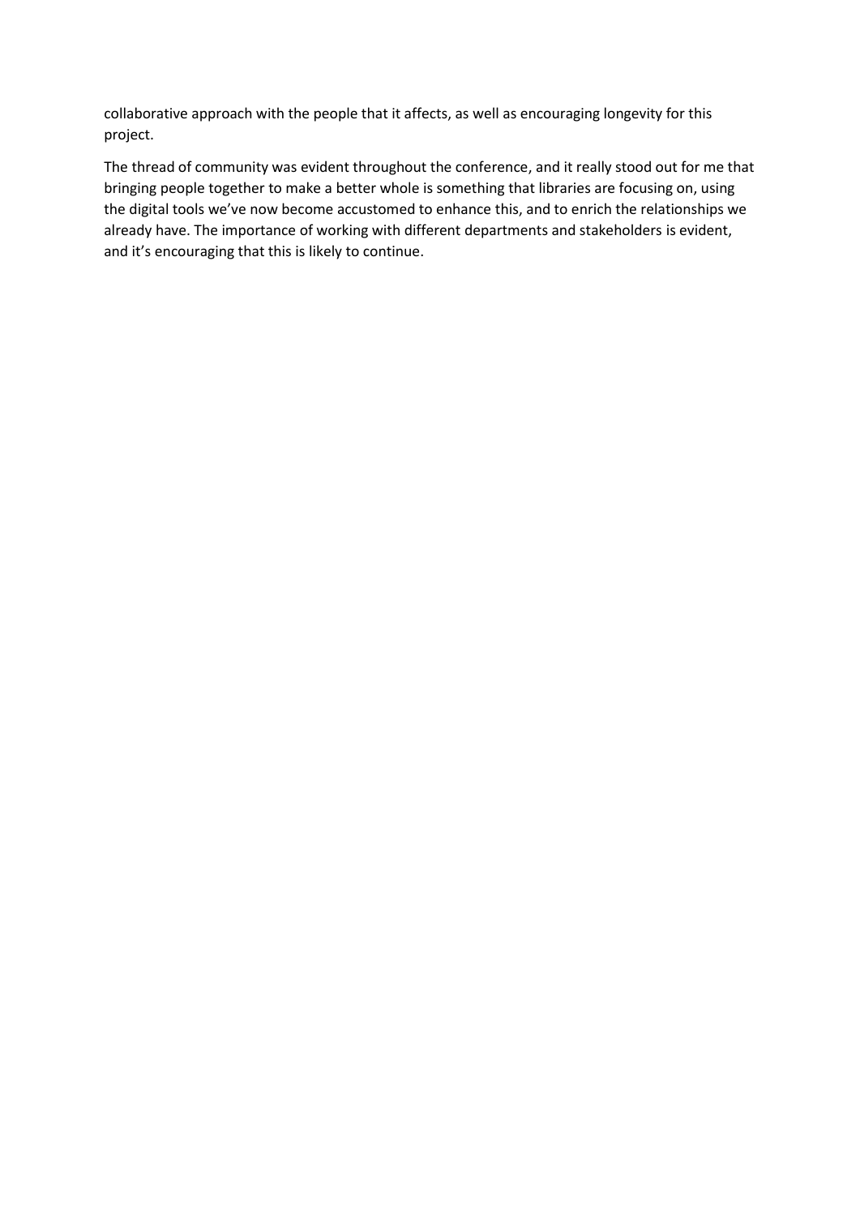collaborative approach with the people that it affects, as well as encouraging longevity for this project.

The thread of community was evident throughout the conference, and it really stood out for me that bringing people together to make a better whole is something that libraries are focusing on, using the digital tools we've now become accustomed to enhance this, and to enrich the relationships we already have. The importance of working with different departments and stakeholders is evident, and it's encouraging that this is likely to continue.